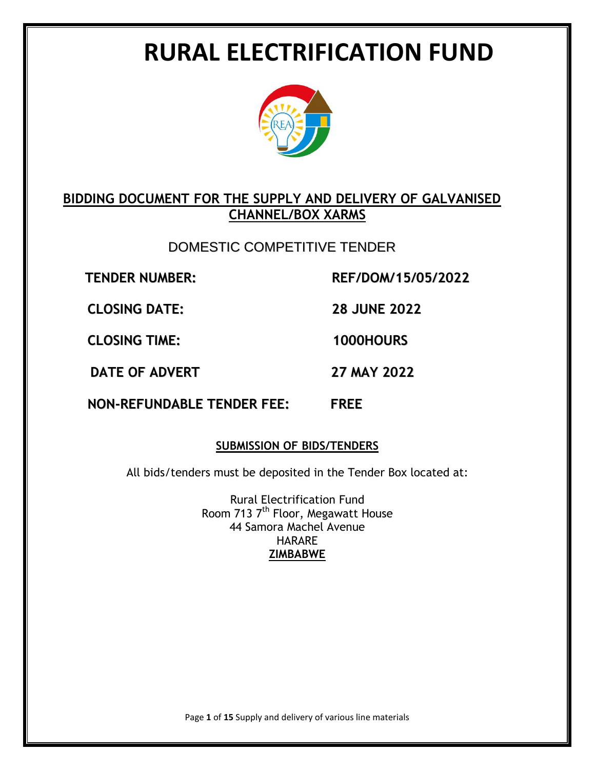# RURAL ELECTRIFICATION FUND

**BIDDING DOCUMENT FOR THE SUPPLY AND DELIVERY OF GALVANISED CHANNEL/BOX XARMS**

DOMESTIC COMPETITIVE TENDER

| | |
|---|---|
| **TENDER NUMBER:** | **REF/DOM/15/05/2022** |
| **CLOSING DATE:** | **28 JUNE 2022** |
| **CLOSING TIME:** | **1000HOURS** |
| **DATE OF ADVERT** | **27 MAY 2022** |
| **NON-REFUNDABLE TENDER FEE:** | **FREE** |

**SUBMISSION OF BIDS/TENDERS**

All bids/tenders must be deposited in the Tender Box located at:

Rural Electrification Fund
Room 713 7th Floor, Megawatt House
44 Samora Machel Avenue
HARARE
**ZIMBABWE**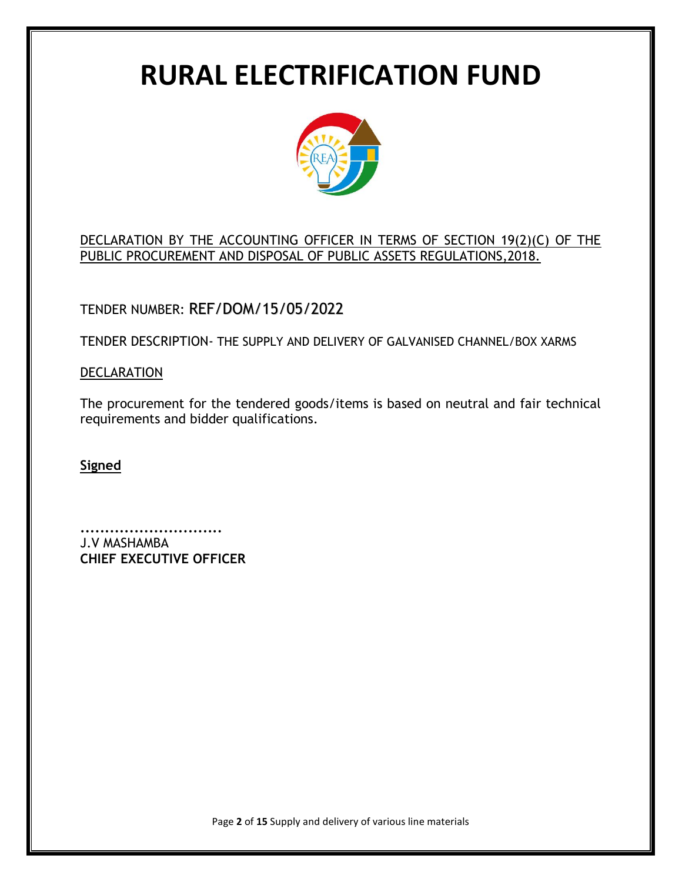# RURAL ELECTRIFICATION FUND

DECLARATION BY THE ACCOUNTING OFFICER IN TERMS OF SECTION 19(2)(C) OF THE PUBLIC PROCUREMENT AND DISPOSAL OF PUBLIC ASSETS REGULATIONS,2018.

TENDER NUMBER: REF/DOM/15/05/2022

TENDER DESCRIPTION- THE SUPPLY AND DELIVERY OF GALVANISED CHANNEL/BOX XARMS

DECLARATION

The procurement for the tendered goods/items is based on neutral and fair technical requirements and bidder qualifications.

**Signed**

.............................
J.V MASHAMBA
**CHIEF EXECUTIVE OFFICER**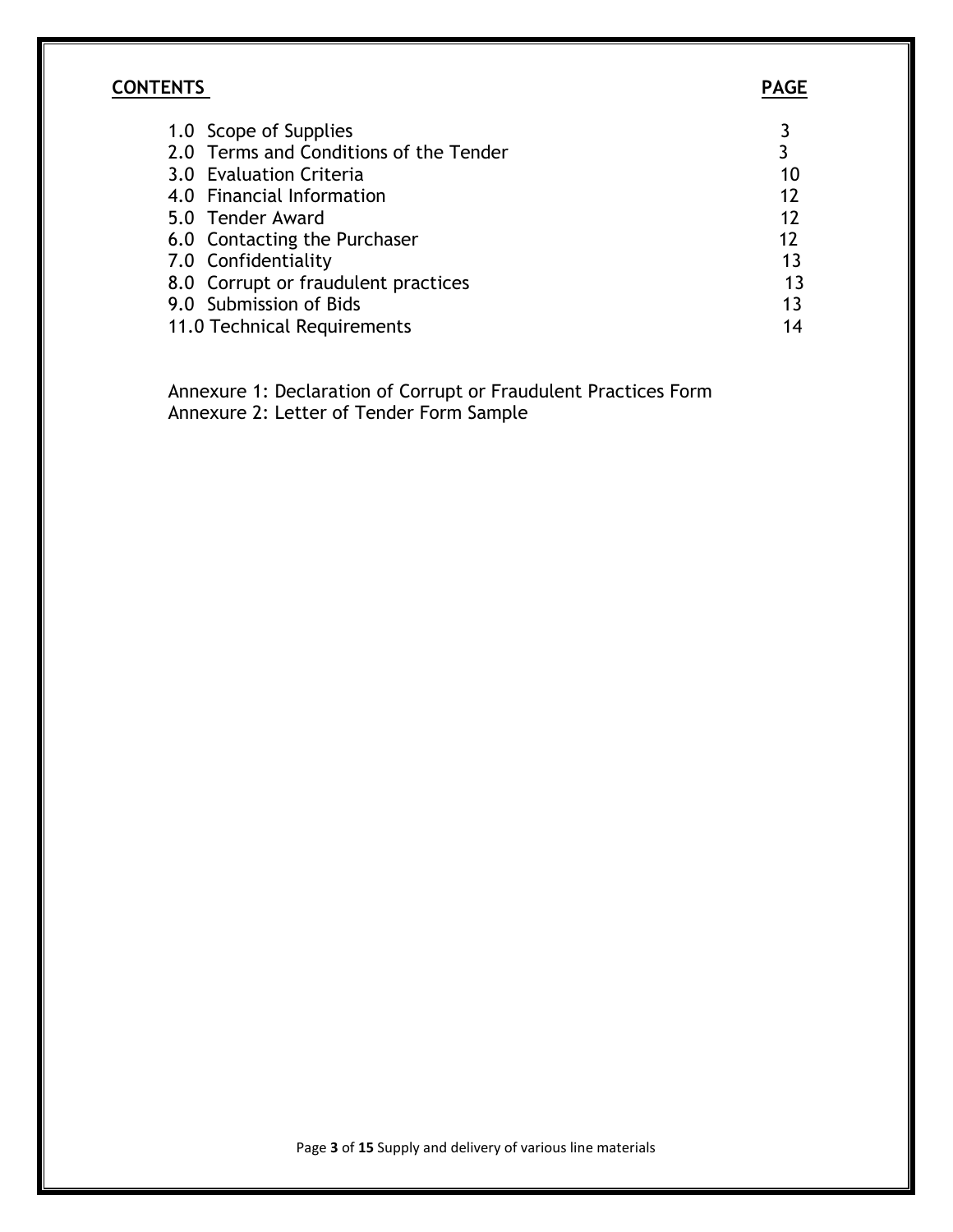**CONTENTS** **PAGE**

| | |
|---|---|
| 1.0 Scope of Supplies | 3 |
| 2.0 Terms and Conditions of the Tender | 3 |
| 3.0 Evaluation Criteria | 10 |
| 4.0 Financial Information | 12 |
| 5.0 Tender Award | 12 |
| 6.0 Contacting the Purchaser | 12 |
| 7.0 Confidentiality | 13 |
| 8.0 Corrupt or fraudulent practices | 13 |
| 9.0 Submission of Bids | 13 |
| 11.0 Technical Requirements | 14 |

Annexure 1: Declaration of Corrupt or Fraudulent Practices Form
Annexure 2: Letter of Tender Form Sample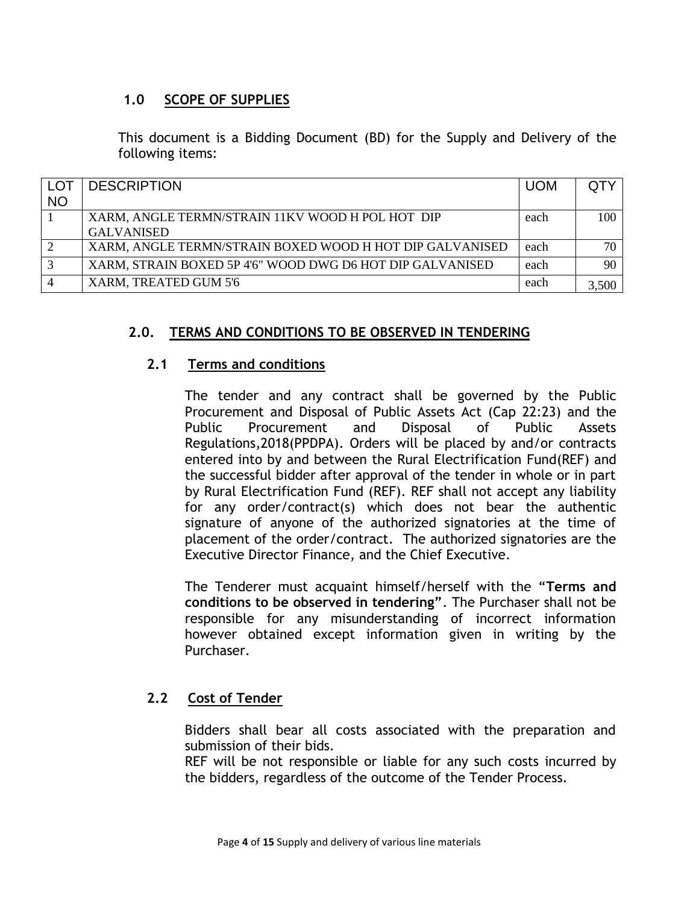## 1.0 SCOPE OF SUPPLIES

This document is a Bidding Document (BD) for the Supply and Delivery of the following items:

| LOT NO | DESCRIPTION | UOM | QTY |
|---|---|---|---|
| 1 | XARM, ANGLE TERMN/STRAIN 11KV WOOD H POL HOT DIP GALVANISED | each | 100 |
| 2 | XARM, ANGLE TERMN/STRAIN BOXED WOOD H HOT DIP GALVANISED | each | 70 |
| 3 | XARM, STRAIN BOXED 5P 4'6" WOOD DWG D6 HOT DIP GALVANISED | each | 90 |
| 4 | XARM, TREATED GUM 5'6 | each | 3,500 |

## 2.0. TERMS AND CONDITIONS TO BE OBSERVED IN TENDERING

### 2.1 Terms and conditions

The tender and any contract shall be governed by the Public Procurement and Disposal of Public Assets Act (Cap 22:23) and the Public Procurement and Disposal of Public Assets Regulations,2018(PPDPA). Orders will be placed by and/or contracts entered into by and between the Rural Electrification Fund(REF) and the successful bidder after approval of the tender in whole or in part by Rural Electrification Fund (REF). REF shall not accept any liability for any order/contract(s) which does not bear the authentic signature of anyone of the authorized signatories at the time of placement of the order/contract. The authorized signatories are the Executive Director Finance, and the Chief Executive.

The Tenderer must acquaint himself/herself with the "**Terms and conditions to be observed in tendering**". The Purchaser shall not be responsible for any misunderstanding of incorrect information however obtained except information given in writing by the Purchaser.

### 2.2 Cost of Tender

Bidders shall bear all costs associated with the preparation and submission of their bids.
REF will be not responsible or liable for any such costs incurred by the bidders, regardless of the outcome of the Tender Process.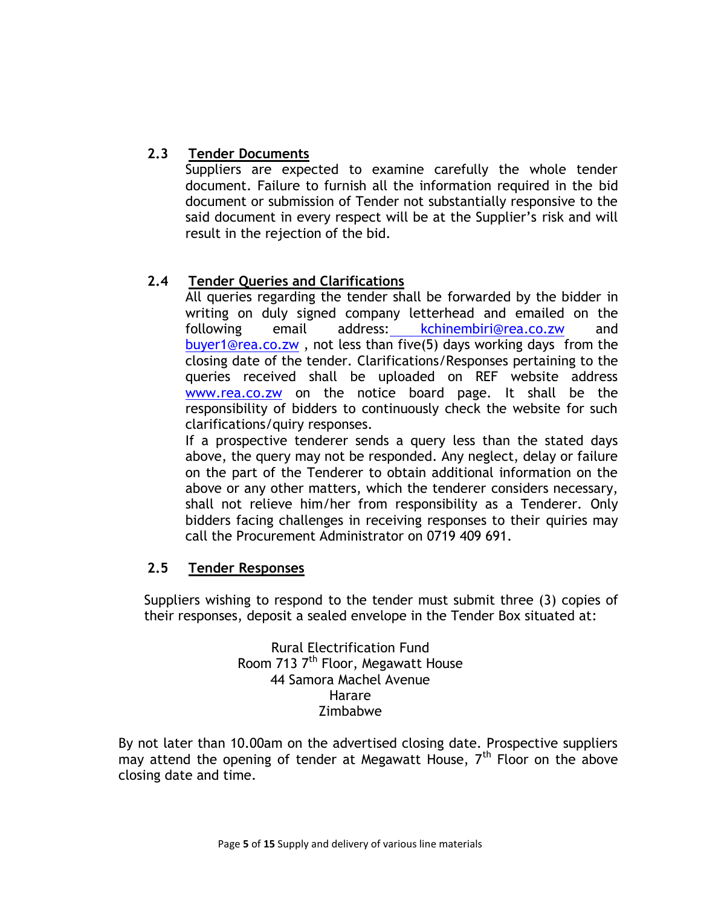### 2.3 Tender Documents

Suppliers are expected to examine carefully the whole tender document. Failure to furnish all the information required in the bid document or submission of Tender not substantially responsive to the said document in every respect will be at the Supplier's risk and will result in the rejection of the bid.

### 2.4 Tender Queries and Clarifications

All queries regarding the tender shall be forwarded by the bidder in writing on duly signed company letterhead and emailed on the following email address: kchinembiri@rea.co.zw and buyer1@rea.co.zw , not less than five(5) days working days from the closing date of the tender. Clarifications/Responses pertaining to the queries received shall be uploaded on REF website address www.rea.co.zw on the notice board page. It shall be the responsibility of bidders to continuously check the website for such clarifications/quiry responses.

If a prospective tenderer sends a query less than the stated days above, the query may not be responded. Any neglect, delay or failure on the part of the Tenderer to obtain additional information on the above or any other matters, which the tenderer considers necessary, shall not relieve him/her from responsibility as a Tenderer. Only bidders facing challenges in receiving responses to their quiries may call the Procurement Administrator on 0719 409 691.

### 2.5 Tender Responses

Suppliers wishing to respond to the tender must submit three (3) copies of their responses, deposit a sealed envelope in the Tender Box situated at:

Rural Electrification Fund
Room 713 7th Floor, Megawatt House
44 Samora Machel Avenue
Harare
Zimbabwe

By not later than 10.00am on the advertised closing date. Prospective suppliers may attend the opening of tender at Megawatt House, 7th Floor on the above closing date and time.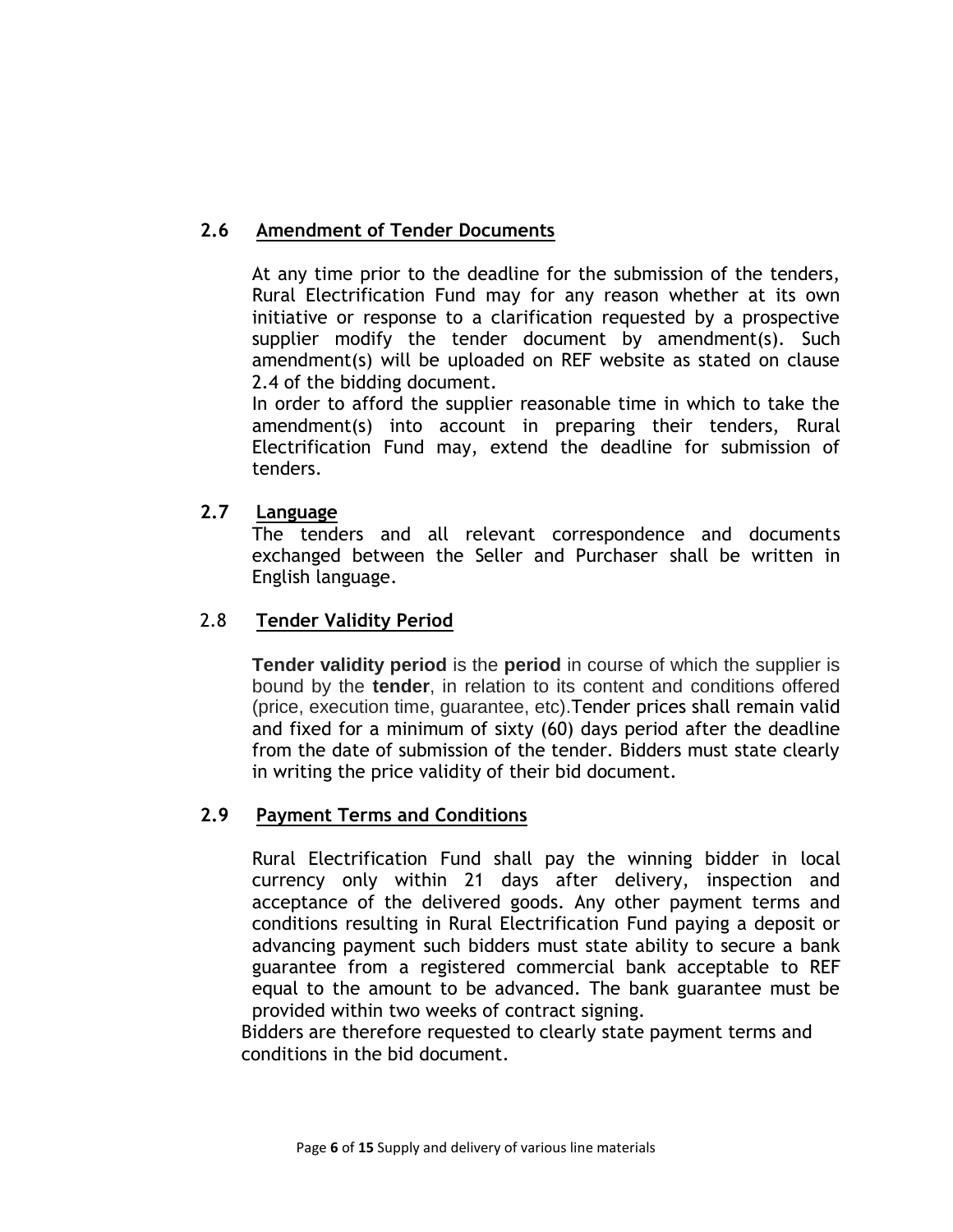### 2.6 Amendment of Tender Documents

At any time prior to the deadline for the submission of the tenders, Rural Electrification Fund may for any reason whether at its own initiative or response to a clarification requested by a prospective supplier modify the tender document by amendment(s). Such amendment(s) will be uploaded on REF website as stated on clause 2.4 of the bidding document.

In order to afford the supplier reasonable time in which to take the amendment(s) into account in preparing their tenders, Rural Electrification Fund may, extend the deadline for submission of tenders.

### 2.7 Language

The tenders and all relevant correspondence and documents exchanged between the Seller and Purchaser shall be written in English language.

### 2.8 Tender Validity Period

**Tender validity period** is the **period** in course of which the supplier is bound by the **tender**, in relation to its content and conditions offered (price, execution time, guarantee, etc).Tender prices shall remain valid and fixed for a minimum of sixty (60) days period after the deadline from the date of submission of the tender. Bidders must state clearly in writing the price validity of their bid document.

### 2.9 Payment Terms and Conditions

Rural Electrification Fund shall pay the winning bidder in local currency only within 21 days after delivery, inspection and acceptance of the delivered goods. Any other payment terms and conditions resulting in Rural Electrification Fund paying a deposit or advancing payment such bidders must state ability to secure a bank guarantee from a registered commercial bank acceptable to REF equal to the amount to be advanced. The bank guarantee must be provided within two weeks of contract signing.

Bidders are therefore requested to clearly state payment terms and conditions in the bid document.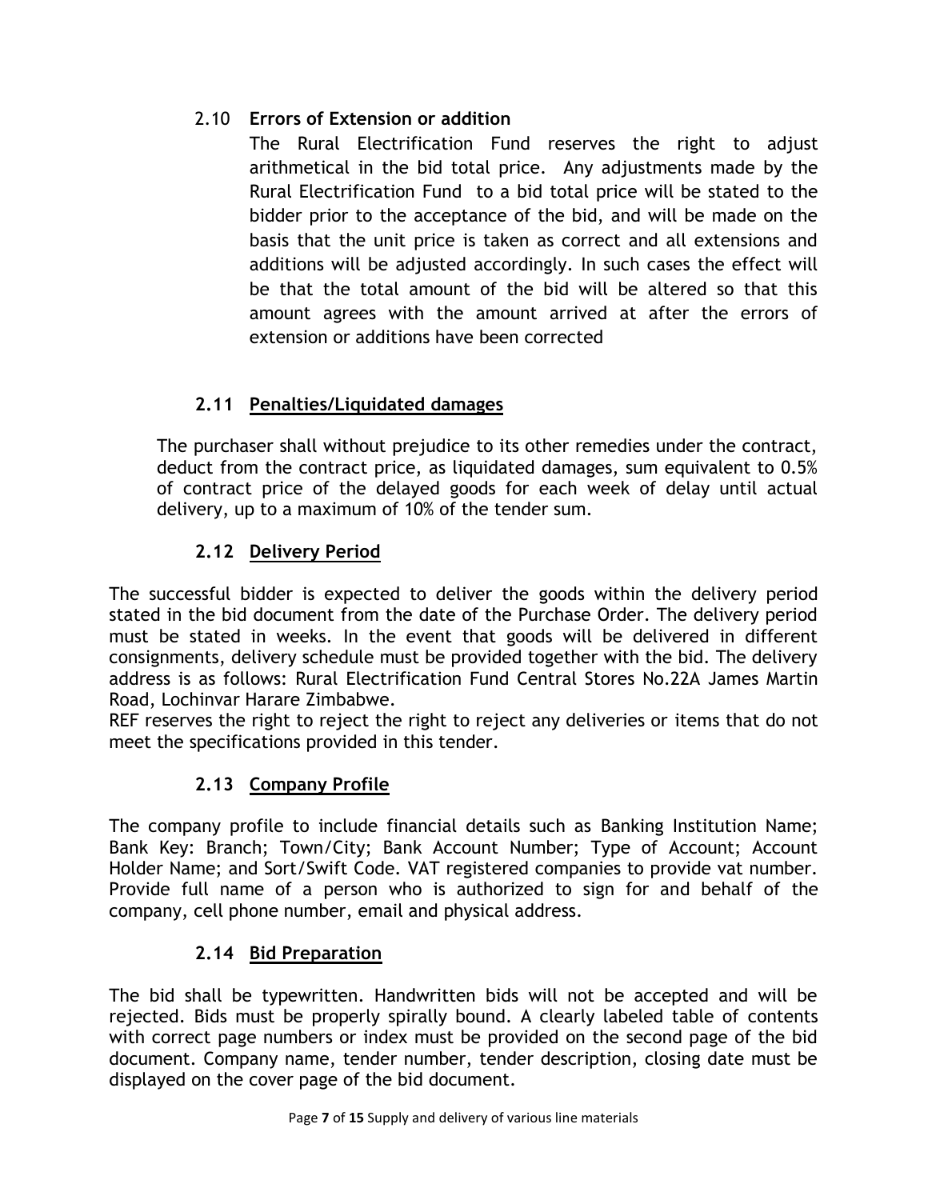### 2.10 **Errors of Extension or addition**

The Rural Electrification Fund reserves the right to adjust arithmetical in the bid total price. Any adjustments made by the Rural Electrification Fund to a bid total price will be stated to the bidder prior to the acceptance of the bid, and will be made on the basis that the unit price is taken as correct and all extensions and additions will be adjusted accordingly. In such cases the effect will be that the total amount of the bid will be altered so that this amount agrees with the amount arrived at after the errors of extension or additions have been corrected

### **2.11 Penalties/Liquidated damages**

The purchaser shall without prejudice to its other remedies under the contract, deduct from the contract price, as liquidated damages, sum equivalent to 0.5% of contract price of the delayed goods for each week of delay until actual delivery, up to a maximum of 10% of the tender sum.

### **2.12 Delivery Period**

The successful bidder is expected to deliver the goods within the delivery period stated in the bid document from the date of the Purchase Order. The delivery period must be stated in weeks. In the event that goods will be delivered in different consignments, delivery schedule must be provided together with the bid. The delivery address is as follows: Rural Electrification Fund Central Stores No.22A James Martin Road, Lochinvar Harare Zimbabwe.

REF reserves the right to reject the right to reject any deliveries or items that do not meet the specifications provided in this tender.

### **2.13 Company Profile**

The company profile to include financial details such as Banking Institution Name; Bank Key: Branch; Town/City; Bank Account Number; Type of Account; Account Holder Name; and Sort/Swift Code. VAT registered companies to provide vat number. Provide full name of a person who is authorized to sign for and behalf of the company, cell phone number, email and physical address.

### **2.14 Bid Preparation**

The bid shall be typewritten. Handwritten bids will not be accepted and will be rejected. Bids must be properly spirally bound. A clearly labeled table of contents with correct page numbers or index must be provided on the second page of the bid document. Company name, tender number, tender description, closing date must be displayed on the cover page of the bid document.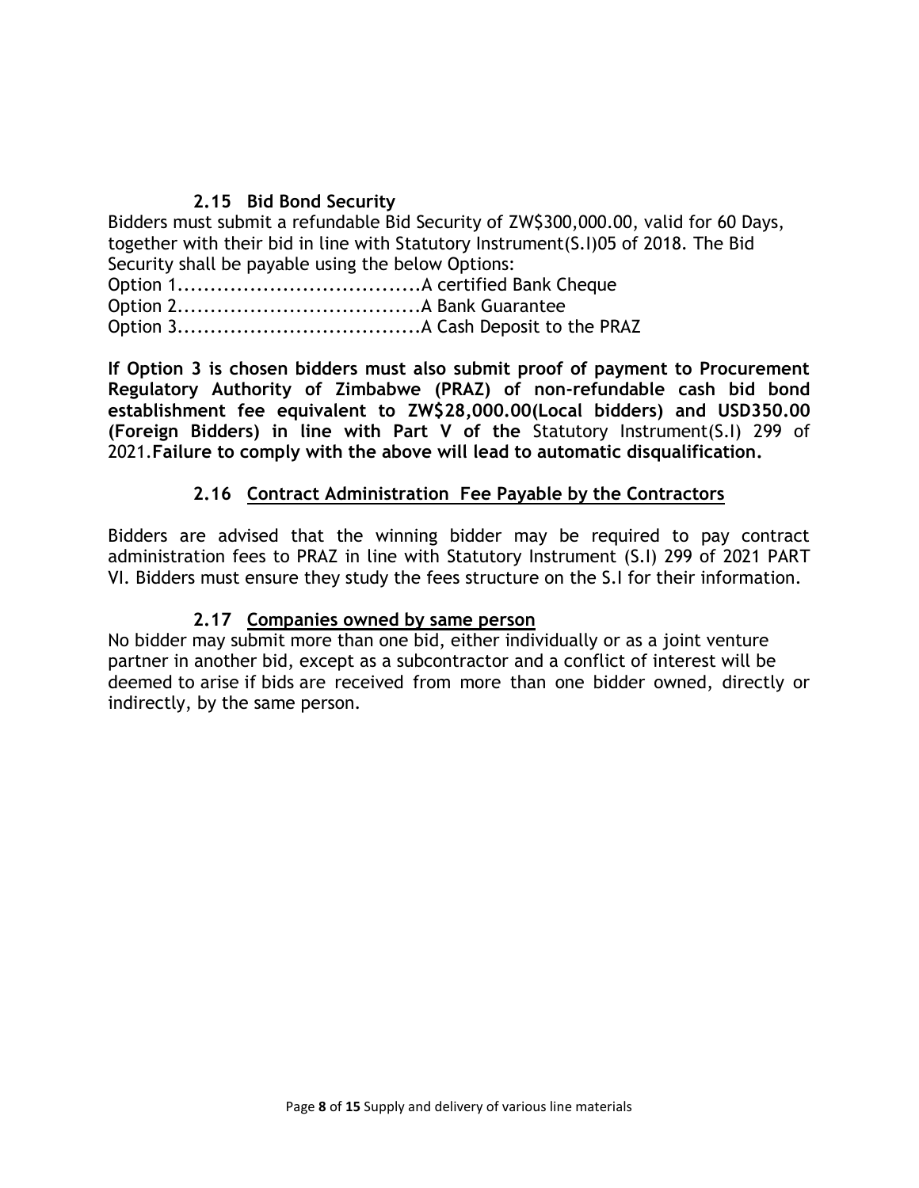### 2.15 Bid Bond Security

Bidders must submit a refundable Bid Security of ZW$300,000.00, valid for 60 Days, together with their bid in line with Statutory Instrument(S.I)05 of 2018. The Bid Security shall be payable using the below Options:

Option 1.....................................A certified Bank Cheque
Option 2.....................................A Bank Guarantee
Option 3.....................................A Cash Deposit to the PRAZ

**If Option 3 is chosen bidders must also submit proof of payment to Procurement Regulatory Authority of Zimbabwe (PRAZ) of non-refundable cash bid bond establishment fee equivalent to ZW$28,000.00(Local bidders) and USD350.00 (Foreign Bidders) in line with Part V of the** Statutory Instrument(S.I) 299 of 2021.**Failure to comply with the above will lead to automatic disqualification.**

### 2.16 Contract Administration Fee Payable by the Contractors

Bidders are advised that the winning bidder may be required to pay contract administration fees to PRAZ in line with Statutory Instrument (S.I) 299 of 2021 PART VI. Bidders must ensure they study the fees structure on the S.I for their information.

### 2.17 Companies owned by same person

No bidder may submit more than one bid, either individually or as a joint venture partner in another bid, except as a subcontractor and a conflict of interest will be deemed to arise if bids are received from more than one bidder owned, directly or indirectly, by the same person.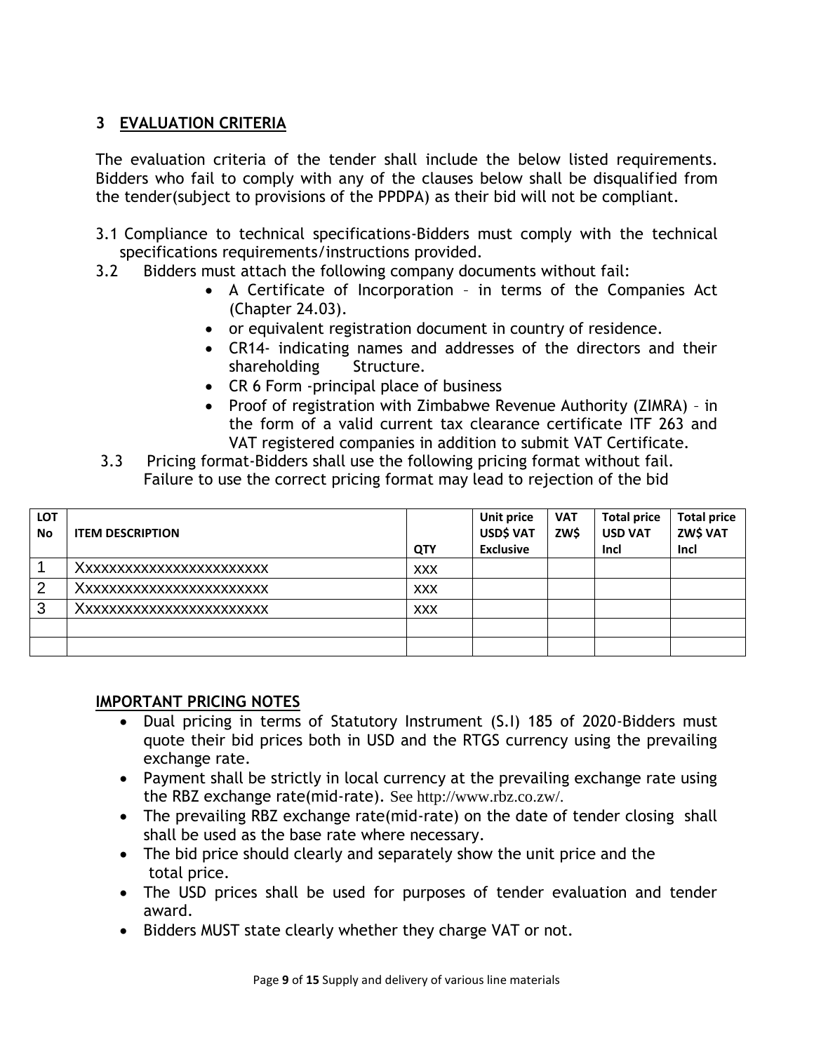## 3 EVALUATION CRITERIA

The evaluation criteria of the tender shall include the below listed requirements. Bidders who fail to comply with any of the clauses below shall be disqualified from the tender(subject to provisions of the PPDPA) as their bid will not be compliant.

3.1 Compliance to technical specifications-Bidders must comply with the technical specifications requirements/instructions provided.

3.2 Bidders must attach the following company documents without fail:

- A Certificate of Incorporation – in terms of the Companies Act (Chapter 24.03).
- or equivalent registration document in country of residence.
- CR14- indicating names and addresses of the directors and their shareholding Structure.
- CR 6 Form -principal place of business
- Proof of registration with Zimbabwe Revenue Authority (ZIMRA) – in the form of a valid current tax clearance certificate ITF 263 and VAT registered companies in addition to submit VAT Certificate.

3.3 Pricing format-Bidders shall use the following pricing format without fail. Failure to use the correct pricing format may lead to rejection of the bid

| LOT No | ITEM DESCRIPTION | QTY | Unit price USD$ VAT Exclusive | VAT ZW$ | Total price USD VAT Incl | Total price ZW$ VAT Incl |
|---|---|---|---|---|---|---|
| 1 | Xxxxxxxxxxxxxxxxxxxxxxx | xxx | | | | |
| 2 | Xxxxxxxxxxxxxxxxxxxxxxx | xxx | | | | |
| 3 | Xxxxxxxxxxxxxxxxxxxxxxx | xxx | | | | |
| | | | | | | |
| | | | | | | |

**IMPORTANT PRICING NOTES**

- Dual pricing in terms of Statutory Instrument (S.I) 185 of 2020-Bidders must quote their bid prices both in USD and the RTGS currency using the prevailing exchange rate.
- Payment shall be strictly in local currency at the prevailing exchange rate using the RBZ exchange rate(mid-rate). See http://www.rbz.co.zw/.
- The prevailing RBZ exchange rate(mid-rate) on the date of tender closing shall shall be used as the base rate where necessary.
- The bid price should clearly and separately show the unit price and the total price.
- The USD prices shall be used for purposes of tender evaluation and tender award.
- Bidders MUST state clearly whether they charge VAT or not.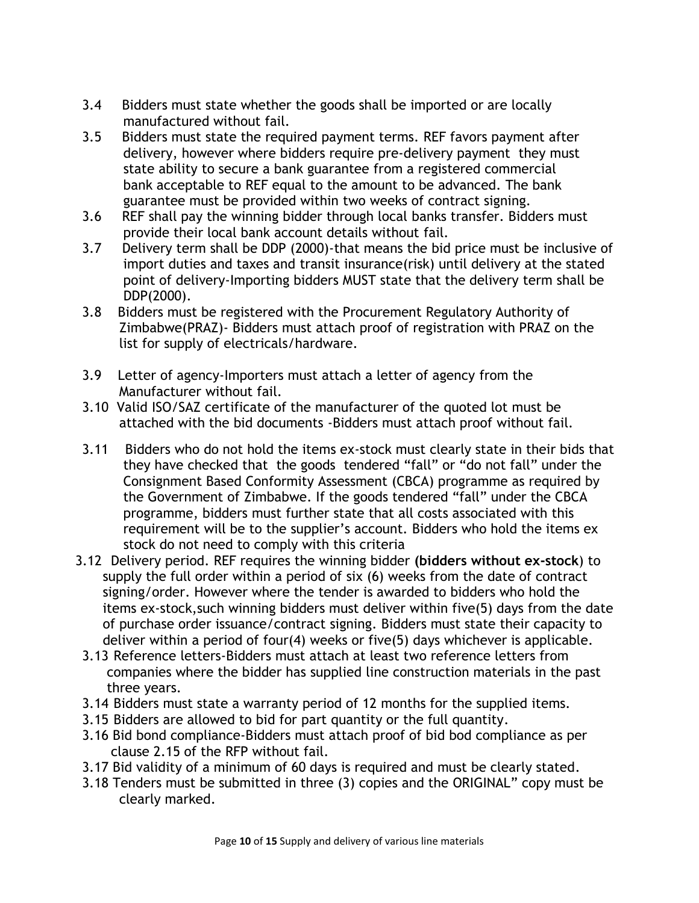3.4 Bidders must state whether the goods shall be imported or are locally manufactured without fail.

3.5 Bidders must state the required payment terms. REF favors payment after delivery, however where bidders require pre-delivery payment they must state ability to secure a bank guarantee from a registered commercial bank acceptable to REF equal to the amount to be advanced. The bank guarantee must be provided within two weeks of contract signing.

3.6 REF shall pay the winning bidder through local banks transfer. Bidders must provide their local bank account details without fail.

3.7 Delivery term shall be DDP (2000)-that means the bid price must be inclusive of import duties and taxes and transit insurance(risk) until delivery at the stated point of delivery-Importing bidders MUST state that the delivery term shall be DDP(2000).

3.8 Bidders must be registered with the Procurement Regulatory Authority of Zimbabwe(PRAZ)- Bidders must attach proof of registration with PRAZ on the list for supply of electricals/hardware.

3.9 Letter of agency-Importers must attach a letter of agency from the Manufacturer without fail.

3.10 Valid ISO/SAZ certificate of the manufacturer of the quoted lot must be attached with the bid documents -Bidders must attach proof without fail.

3.11 Bidders who do not hold the items ex-stock must clearly state in their bids that they have checked that the goods tendered "fall" or "do not fall" under the Consignment Based Conformity Assessment (CBCA) programme as required by the Government of Zimbabwe. If the goods tendered "fall" under the CBCA programme, bidders must further state that all costs associated with this requirement will be to the supplier's account. Bidders who hold the items ex stock do not need to comply with this criteria

3.12 Delivery period. REF requires the winning bidder **(bidders without ex-stock**) to supply the full order within a period of six (6) weeks from the date of contract signing/order. However where the tender is awarded to bidders who hold the items ex-stock,such winning bidders must deliver within five(5) days from the date of purchase order issuance/contract signing. Bidders must state their capacity to deliver within a period of four(4) weeks or five(5) days whichever is applicable.

3.13 Reference letters-Bidders must attach at least two reference letters from companies where the bidder has supplied line construction materials in the past three years.

3.14 Bidders must state a warranty period of 12 months for the supplied items.

3.15 Bidders are allowed to bid for part quantity or the full quantity.

3.16 Bid bond compliance-Bidders must attach proof of bid bod compliance as per clause 2.15 of the RFP without fail.

3.17 Bid validity of a minimum of 60 days is required and must be clearly stated.

3.18 Tenders must be submitted in three (3) copies and the ORIGINAL" copy must be clearly marked.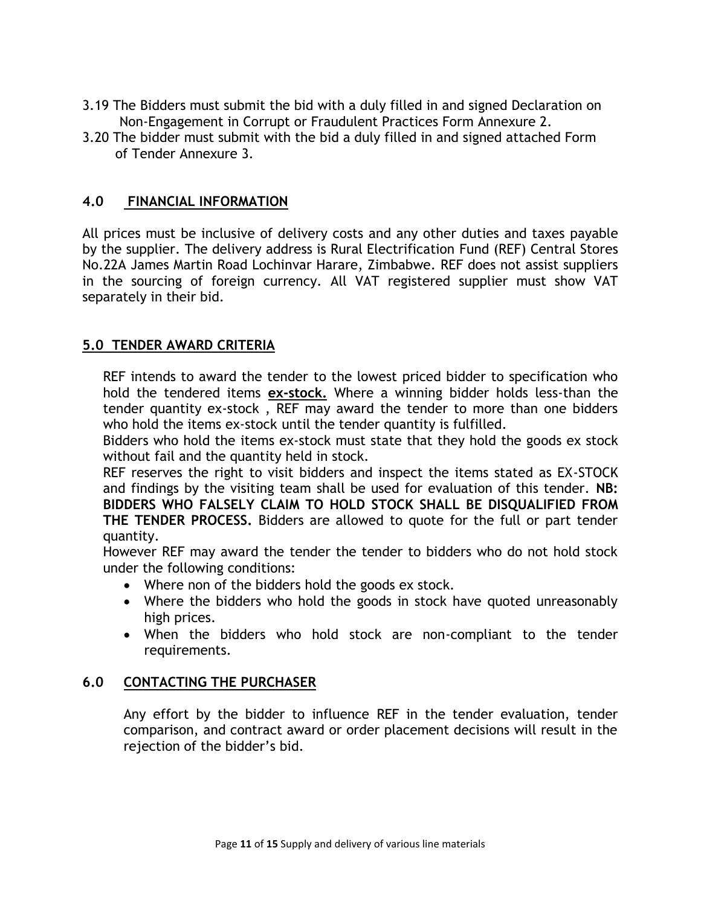3.19 The Bidders must submit the bid with a duly filled in and signed Declaration on Non-Engagement in Corrupt or Fraudulent Practices Form Annexure 2.

3.20 The bidder must submit with the bid a duly filled in and signed attached Form of Tender Annexure 3.

## 4.0 FINANCIAL INFORMATION

All prices must be inclusive of delivery costs and any other duties and taxes payable by the supplier. The delivery address is Rural Electrification Fund (REF) Central Stores No.22A James Martin Road Lochinvar Harare, Zimbabwe. REF does not assist suppliers in the sourcing of foreign currency. All VAT registered supplier must show VAT separately in their bid.

## 5.0 TENDER AWARD CRITERIA

REF intends to award the tender to the lowest priced bidder to specification who hold the tendered items **ex-stock.** Where a winning bidder holds less-than the tender quantity ex-stock , REF may award the tender to more than one bidders who hold the items ex-stock until the tender quantity is fulfilled.

Bidders who hold the items ex-stock must state that they hold the goods ex stock without fail and the quantity held in stock.

REF reserves the right to visit bidders and inspect the items stated as EX-STOCK and findings by the visiting team shall be used for evaluation of this tender. **NB: BIDDERS WHO FALSELY CLAIM TO HOLD STOCK SHALL BE DISQUALIFIED FROM THE TENDER PROCESS.** Bidders are allowed to quote for the full or part tender quantity.

However REF may award the tender the tender to bidders who do not hold stock under the following conditions:

- Where non of the bidders hold the goods ex stock.
- Where the bidders who hold the goods in stock have quoted unreasonably high prices.
- When the bidders who hold stock are non-compliant to the tender requirements.

## 6.0 CONTACTING THE PURCHASER

Any effort by the bidder to influence REF in the tender evaluation, tender comparison, and contract award or order placement decisions will result in the rejection of the bidder's bid.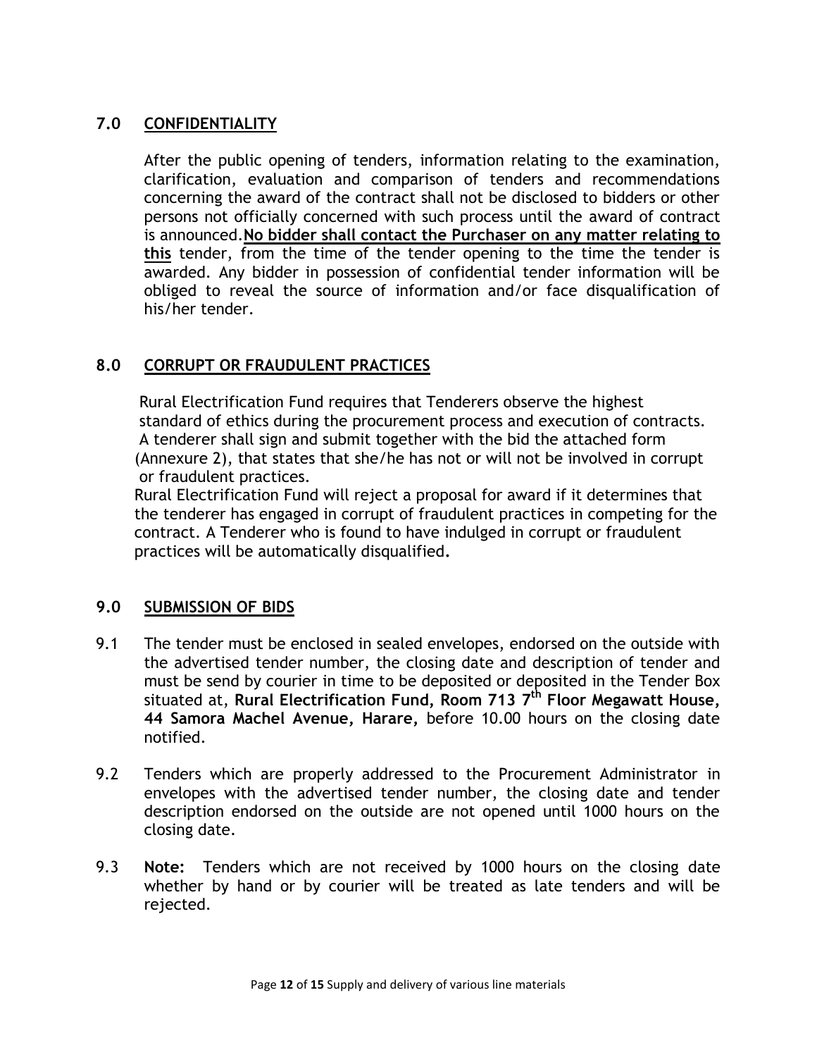## 7.0 CONFIDENTIALITY

After the public opening of tenders, information relating to the examination, clarification, evaluation and comparison of tenders and recommendations concerning the award of the contract shall not be disclosed to bidders or other persons not officially concerned with such process until the award of contract is announced.**No bidder shall contact the Purchaser on any matter relating to this** tender, from the time of the tender opening to the time the tender is awarded. Any bidder in possession of confidential tender information will be obliged to reveal the source of information and/or face disqualification of his/her tender.

## 8.0 CORRUPT OR FRAUDULENT PRACTICES

Rural Electrification Fund requires that Tenderers observe the highest standard of ethics during the procurement process and execution of contracts. A tenderer shall sign and submit together with the bid the attached form (Annexure 2), that states that she/he has not or will not be involved in corrupt or fraudulent practices.

Rural Electrification Fund will reject a proposal for award if it determines that the tenderer has engaged in corrupt of fraudulent practices in competing for the contract. A Tenderer who is found to have indulged in corrupt or fraudulent practices will be automatically disqualified**.**

## 9.0 SUBMISSION OF BIDS

9.1 The tender must be enclosed in sealed envelopes, endorsed on the outside with the advertised tender number, the closing date and description of tender and must be send by courier in time to be deposited or deposited in the Tender Box situated at, **Rural Electrification Fund, Room 713 7th Floor Megawatt House, 44 Samora Machel Avenue, Harare,** before 10.00 hours on the closing date notified.

9.2 Tenders which are properly addressed to the Procurement Administrator in envelopes with the advertised tender number, the closing date and tender description endorsed on the outside are not opened until 1000 hours on the closing date.

9.3 **Note:** Tenders which are not received by 1000 hours on the closing date whether by hand or by courier will be treated as late tenders and will be rejected.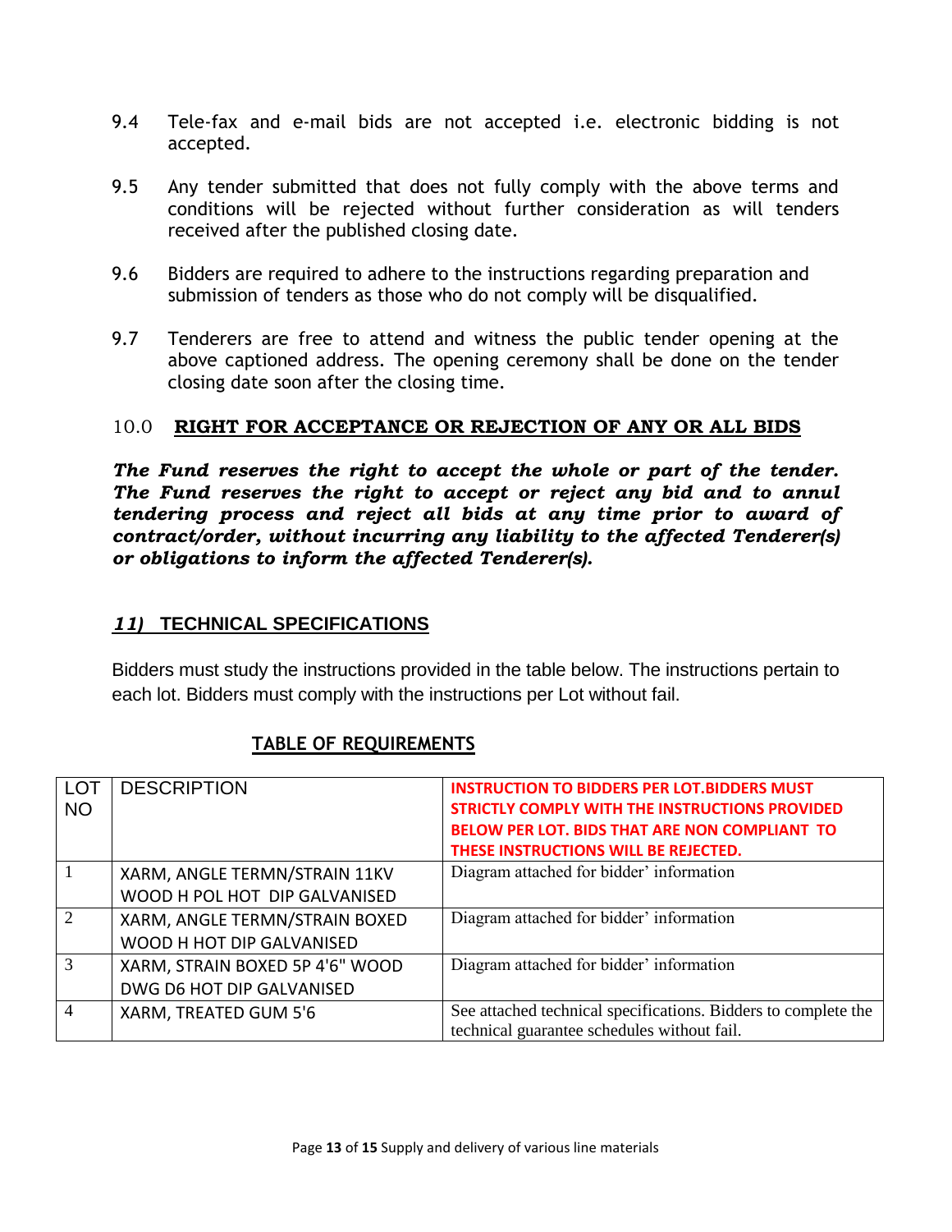9.4 Tele-fax and e-mail bids are not accepted i.e. electronic bidding is not accepted.

9.5 Any tender submitted that does not fully comply with the above terms and conditions will be rejected without further consideration as will tenders received after the published closing date.

9.6 Bidders are required to adhere to the instructions regarding preparation and submission of tenders as those who do not comply will be disqualified.

9.7 Tenderers are free to attend and witness the public tender opening at the above captioned address. The opening ceremony shall be done on the tender closing date soon after the closing time.

## 10.0 RIGHT FOR ACCEPTANCE OR REJECTION OF ANY OR ALL BIDS

***The Fund reserves the right to accept the whole or part of the tender. The Fund reserves the right to accept or reject any bid and to annul tendering process and reject all bids at any time prior to award of contract/order, without incurring any liability to the affected Tenderer(s) or obligations to inform the affected Tenderer(s).***

## *11)* TECHNICAL SPECIFICATIONS

Bidders must study the instructions provided in the table below. The instructions pertain to each lot. Bidders must comply with the instructions per Lot without fail.

**TABLE OF REQUIREMENTS**

| LOT NO | DESCRIPTION | INSTRUCTION TO BIDDERS PER LOT.BIDDERS MUST STRICTLY COMPLY WITH THE INSTRUCTIONS PROVIDED BELOW PER LOT. BIDS THAT ARE NON COMPLIANT TO THESE INSTRUCTIONS WILL BE REJECTED. |
|---|---|---|
| 1 | XARM, ANGLE TERMN/STRAIN 11KV WOOD H POL HOT DIP GALVANISED | Diagram attached for bidder' information |
| 2 | XARM, ANGLE TERMN/STRAIN BOXED WOOD H HOT DIP GALVANISED | Diagram attached for bidder' information |
| 3 | XARM, STRAIN BOXED 5P 4'6" WOOD DWG D6 HOT DIP GALVANISED | Diagram attached for bidder' information |
| 4 | XARM, TREATED GUM 5'6 | See attached technical specifications. Bidders to complete the technical guarantee schedules without fail. |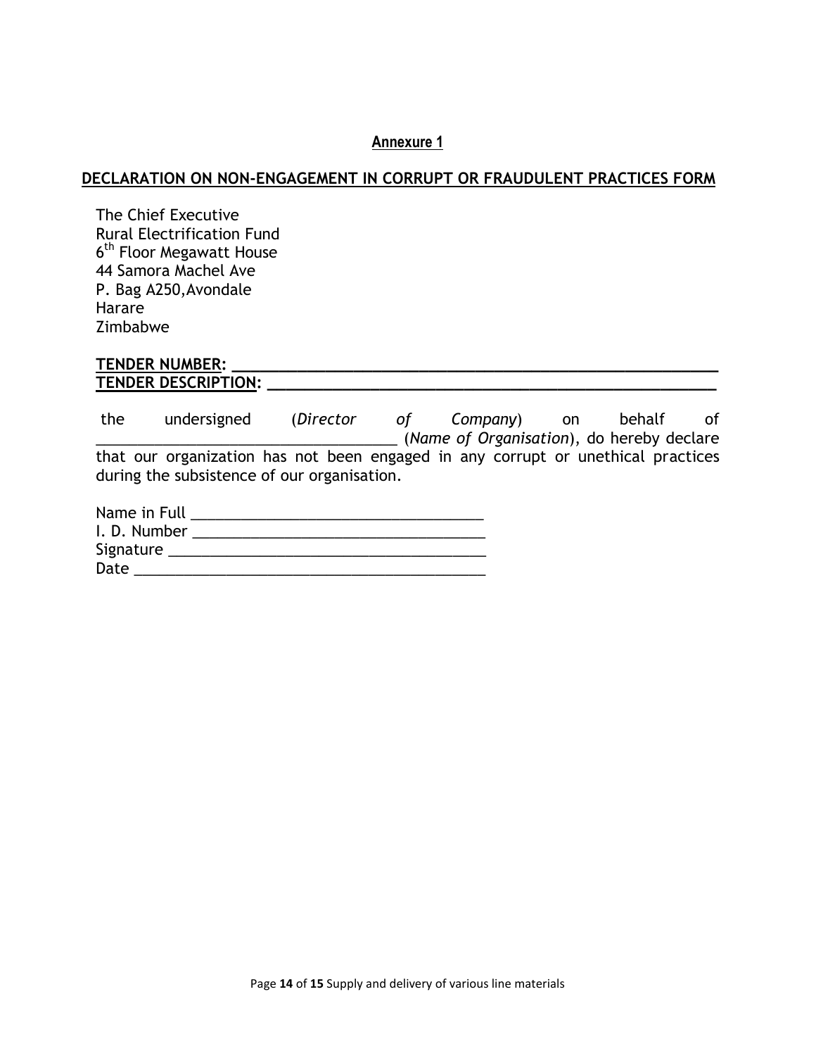**Annexure 1**

**DECLARATION ON NON-ENGAGEMENT IN CORRUPT OR FRAUDULENT PRACTICES FORM**

The Chief Executive  
Rural Electrification Fund  
6th Floor Megawatt House  
44 Samora Machel Ave  
P. Bag A250,Avondale  
Harare  
Zimbabwe

**TENDER NUMBER: ____________________________________________________**  
**TENDER DESCRIPTION: _________________________________________________**

the undersigned (*Director of Company*) on behalf of ___________________________________ (*Name of Organisation*), do hereby declare that our organization has not been engaged in any corrupt or unethical practices during the subsistence of our organisation.

Name in Full _________________________________  
I. D. Number _________________________________  
Signature ____________________________________  
Date ________________________________________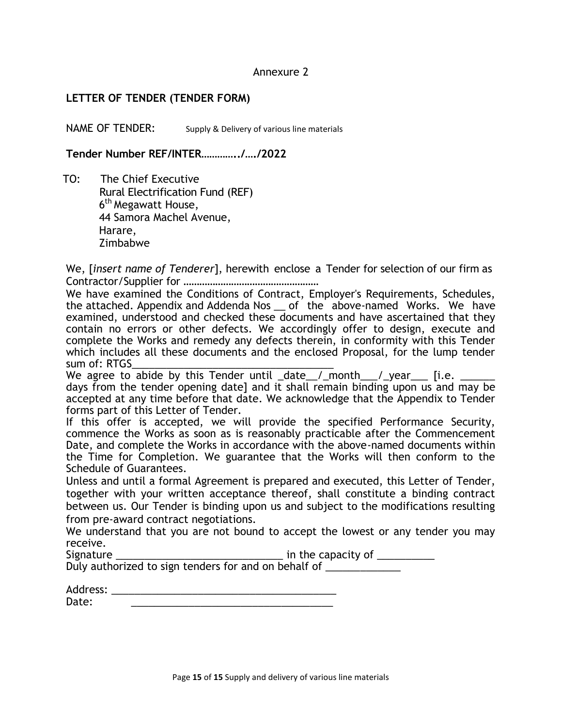Annexure 2

**LETTER OF TENDER (TENDER FORM)**

NAME OF TENDER: Supply & Delivery of various line materials

**Tender Number REF/INTER…………../…./2022**

TO: The Chief Executive
Rural Electrification Fund (REF)
6th Megawatt House,
44 Samora Machel Avenue,
Harare,
Zimbabwe

We, [*insert name of Tenderer*], herewith enclose a Tender for selection of our firm as Contractor/Supplier for ……………………………………………

We have examined the Conditions of Contract, Employer's Requirements, Schedules, the attached. Appendix and Addenda Nos __ of the above-named Works. We have examined, understood and checked these documents and have ascertained that they contain no errors or other defects. We accordingly offer to design, execute and complete the Works and remedy any defects therein, in conformity with this Tender which includes all these documents and the enclosed Proposal, for the lump tender sum of: RTGS___________________________________

We agree to abide by this Tender until _date__/_month___/_year___ [i.e. ______ days from the tender opening date] and it shall remain binding upon us and may be accepted at any time before that date. We acknowledge that the Appendix to Tender forms part of this Letter of Tender.

If this offer is accepted, we will provide the specified Performance Security, commence the Works as soon as is reasonably practicable after the Commencement Date, and complete the Works in accordance with the above-named documents within the Time for Completion. We guarantee that the Works will then conform to the Schedule of Guarantees.

Unless and until a formal Agreement is prepared and executed, this Letter of Tender, together with your written acceptance thereof, shall constitute a binding contract between us. Our Tender is binding upon us and subject to the modifications resulting from pre-award contract negotiations.

We understand that you are not bound to accept the lowest or any tender you may receive.

Signature _____________________________ in the capacity of __________

Duly authorized to sign tenders for and on behalf of _____________

Address: _______________________________________

Date: ____________________________________